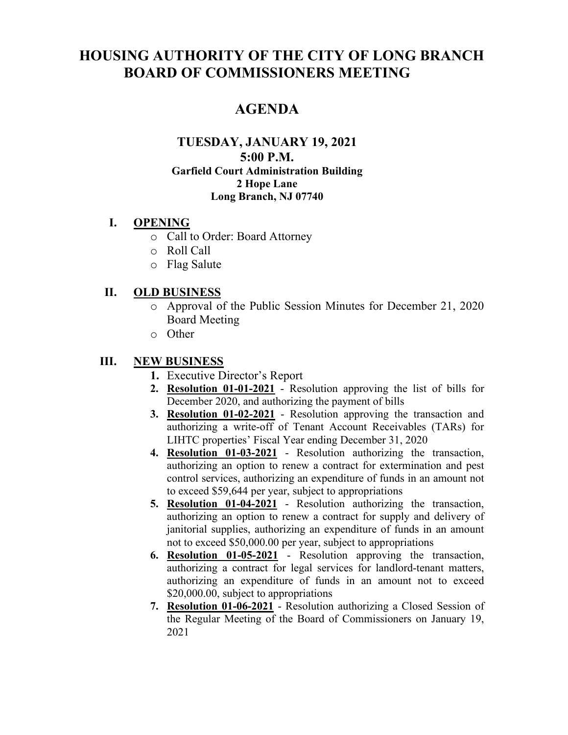# HOUSING AUTHORITY OF THE CITY OF LONG BRANCH BOARD OF COMMISSIONERS MEETING

## AGENDA

### TUESDAY, JANUARY 19, 2021
### 5:00 P.M.

**Garfield Court Administration Building**
**2 Hope Lane**
**Long Branch, NJ 07740**

## I. OPENING

- Call to Order: Board Attorney
- Roll Call
- Flag Salute

## II. OLD BUSINESS

- Approval of the Public Session Minutes for December 21, 2020 Board Meeting
- Other

## III. NEW BUSINESS

1. Executive Director's Report
2. **Resolution 01-01-2021** - Resolution approving the list of bills for December 2020, and authorizing the payment of bills
3. **Resolution 01-02-2021** - Resolution approving the transaction and authorizing a write-off of Tenant Account Receivables (TARs) for LIHTC properties' Fiscal Year ending December 31, 2020
4. **Resolution 01-03-2021** - Resolution authorizing the transaction, authorizing an option to renew a contract for extermination and pest control services, authorizing an expenditure of funds in an amount not to exceed $59,644 per year, subject to appropriations
5. **Resolution 01-04-2021** - Resolution authorizing the transaction, authorizing an option to renew a contract for supply and delivery of janitorial supplies, authorizing an expenditure of funds in an amount not to exceed $50,000.00 per year, subject to appropriations
6. **Resolution 01-05-2021** - Resolution approving the transaction, authorizing a contract for legal services for landlord-tenant matters, authorizing an expenditure of funds in an amount not to exceed $20,000.00, subject to appropriations
7. **Resolution 01-06-2021** - Resolution authorizing a Closed Session of the Regular Meeting of the Board of Commissioners on January 19, 2021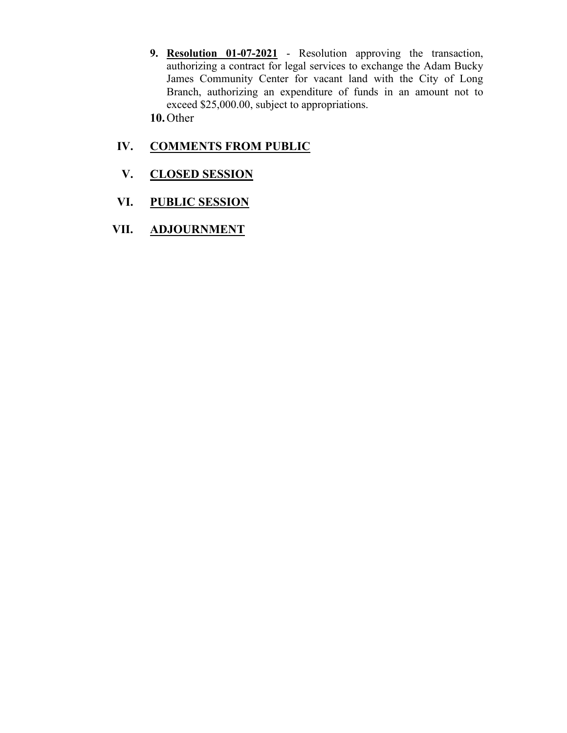9. **Resolution 01-07-2021** - Resolution approving the transaction, authorizing a contract for legal services to exchange the Adam Bucky James Community Center for vacant land with the City of Long Branch, authorizing an expenditure of funds in an amount not to exceed $25,000.00, subject to appropriations.
10. Other

## IV. COMMENTS FROM PUBLIC

## V. CLOSED SESSION

## VI. PUBLIC SESSION

## VII. ADJOURNMENT